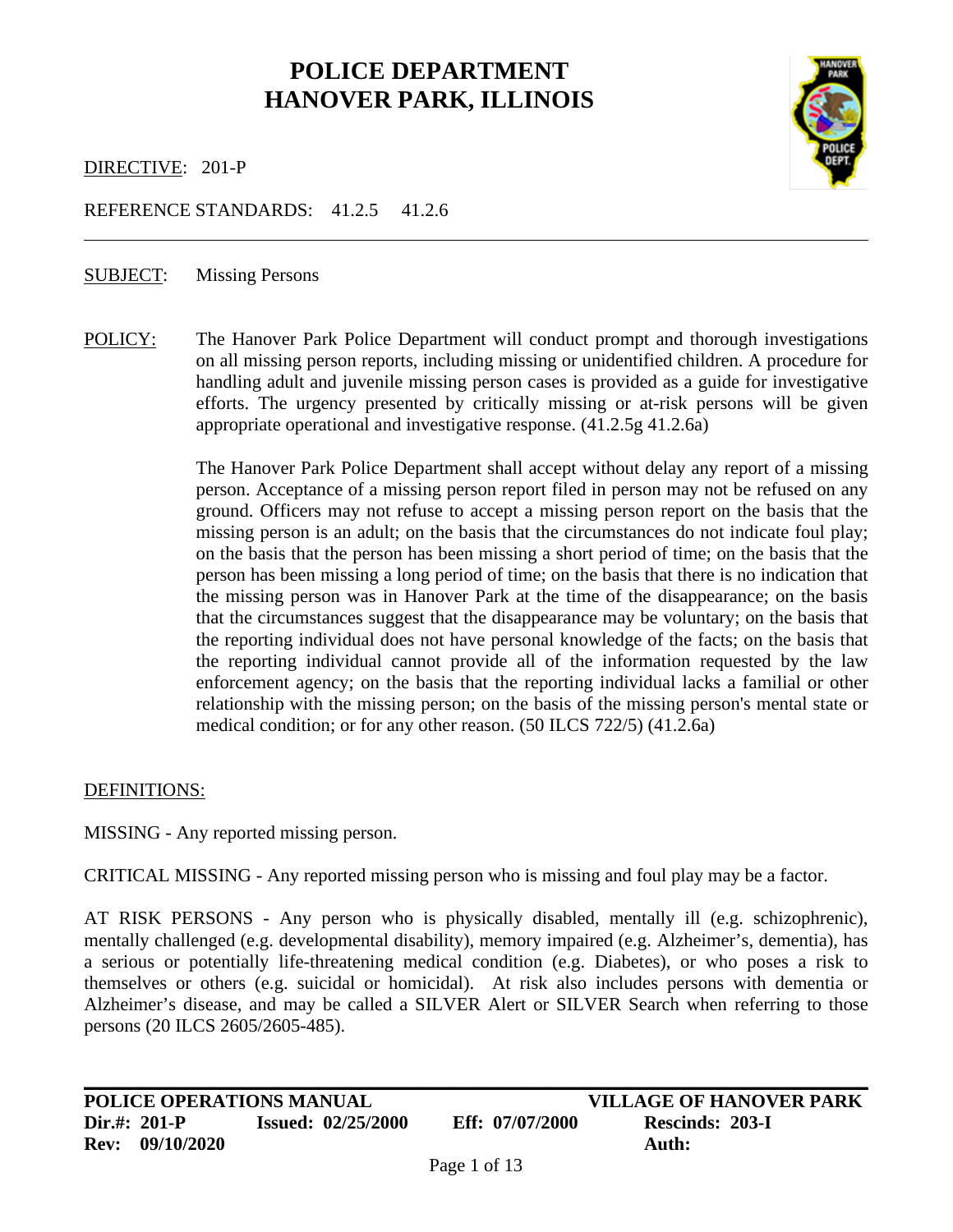# POLICE DEPARTMENT
# HANOVER PARK, ILLINOIS

DIRECTIVE: 201-P

REFERENCE STANDARDS: 41.2.5 41.2.6

---

SUBJECT: Missing Persons

POLICY: The Hanover Park Police Department will conduct prompt and thorough investigations on all missing person reports, including missing or unidentified children. A procedure for handling adult and juvenile missing person cases is provided as a guide for investigative efforts. The urgency presented by critically missing or at-risk persons will be given appropriate operational and investigative response. (41.2.5g 41.2.6a)

The Hanover Park Police Department shall accept without delay any report of a missing person. Acceptance of a missing person report filed in person may not be refused on any ground. Officers may not refuse to accept a missing person report on the basis that the missing person is an adult; on the basis that the circumstances do not indicate foul play; on the basis that the person has been missing a short period of time; on the basis that the person has been missing a long period of time; on the basis that there is no indication that the missing person was in Hanover Park at the time of the disappearance; on the basis that the circumstances suggest that the disappearance may be voluntary; on the basis that the reporting individual does not have personal knowledge of the facts; on the basis that the reporting individual cannot provide all of the information requested by the law enforcement agency; on the basis that the reporting individual lacks a familial or other relationship with the missing person; on the basis of the missing person's mental state or medical condition; or for any other reason. (50 ILCS 722/5) (41.2.6a)

DEFINITIONS:

MISSING - Any reported missing person.

CRITICAL MISSING - Any reported missing person who is missing and foul play may be a factor.

AT RISK PERSONS - Any person who is physically disabled, mentally ill (e.g. schizophrenic), mentally challenged (e.g. developmental disability), memory impaired (e.g. Alzheimer's, dementia), has a serious or potentially life-threatening medical condition (e.g. Diabetes), or who poses a risk to themselves or others (e.g. suicidal or homicidal). At risk also includes persons with dementia or Alzheimer's disease, and may be called a SILVER Alert or SILVER Search when referring to those persons (20 ILCS 2605/2605-485).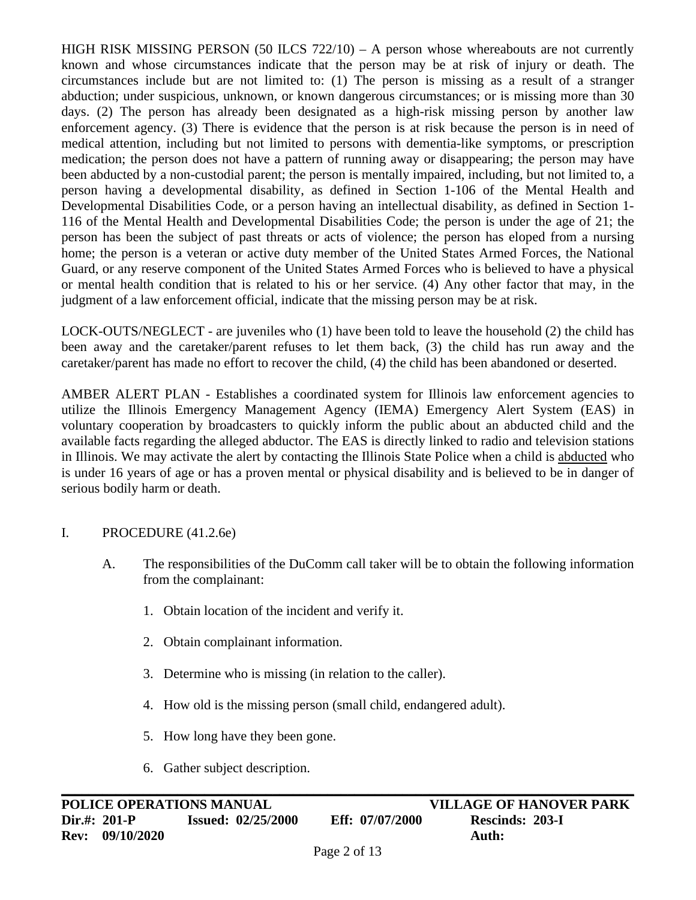HIGH RISK MISSING PERSON (50 ILCS 722/10) – A person whose whereabouts are not currently known and whose circumstances indicate that the person may be at risk of injury or death. The circumstances include but are not limited to: (1) The person is missing as a result of a stranger abduction; under suspicious, unknown, or known dangerous circumstances; or is missing more than 30 days. (2) The person has already been designated as a high-risk missing person by another law enforcement agency. (3) There is evidence that the person is at risk because the person is in need of medical attention, including but not limited to persons with dementia-like symptoms, or prescription medication; the person does not have a pattern of running away or disappearing; the person may have been abducted by a non-custodial parent; the person is mentally impaired, including, but not limited to, a person having a developmental disability, as defined in Section 1-106 of the Mental Health and Developmental Disabilities Code, or a person having an intellectual disability, as defined in Section 1-116 of the Mental Health and Developmental Disabilities Code; the person is under the age of 21; the person has been the subject of past threats or acts of violence; the person has eloped from a nursing home; the person is a veteran or active duty member of the United States Armed Forces, the National Guard, or any reserve component of the United States Armed Forces who is believed to have a physical or mental health condition that is related to his or her service. (4) Any other factor that may, in the judgment of a law enforcement official, indicate that the missing person may be at risk.

LOCK-OUTS/NEGLECT - are juveniles who (1) have been told to leave the household (2) the child has been away and the caretaker/parent refuses to let them back, (3) the child has run away and the caretaker/parent has made no effort to recover the child, (4) the child has been abandoned or deserted.

AMBER ALERT PLAN - Establishes a coordinated system for Illinois law enforcement agencies to utilize the Illinois Emergency Management Agency (IEMA) Emergency Alert System (EAS) in voluntary cooperation by broadcasters to quickly inform the public about an abducted child and the available facts regarding the alleged abductor. The EAS is directly linked to radio and television stations in Illinois. We may activate the alert by contacting the Illinois State Police when a child is abducted who is under 16 years of age or has a proven mental or physical disability and is believed to be in danger of serious bodily harm or death.

I. PROCEDURE (41.2.6e)

A. The responsibilities of the DuComm call taker will be to obtain the following information from the complainant:

1. Obtain location of the incident and verify it.
2. Obtain complainant information.
3. Determine who is missing (in relation to the caller).
4. How old is the missing person (small child, endangered adult).
5. How long have they been gone.
6. Gather subject description.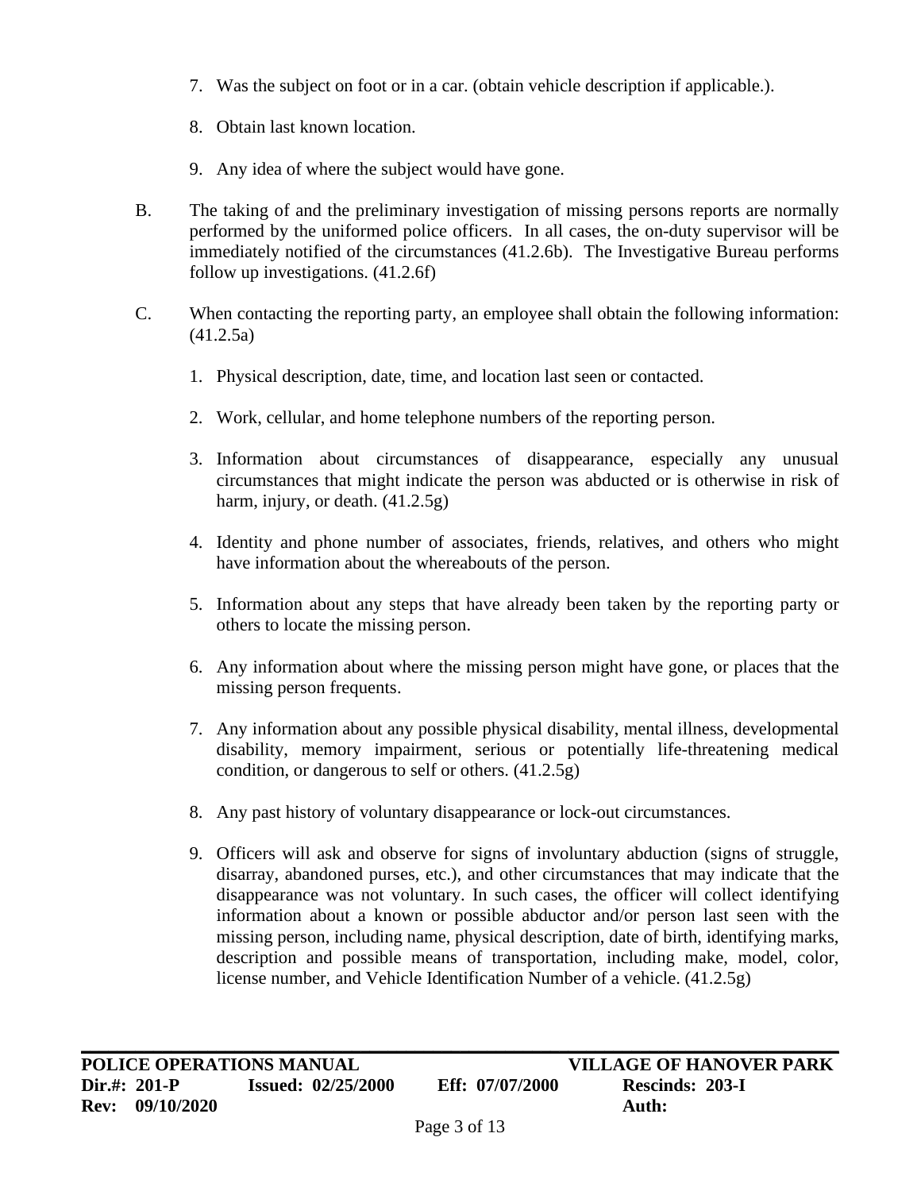7. Was the subject on foot or in a car. (obtain vehicle description if applicable.).

8. Obtain last known location.

9. Any idea of where the subject would have gone.

B. The taking of and the preliminary investigation of missing persons reports are normally performed by the uniformed police officers. In all cases, the on-duty supervisor will be immediately notified of the circumstances (41.2.6b). The Investigative Bureau performs follow up investigations. (41.2.6f)

C. When contacting the reporting party, an employee shall obtain the following information: (41.2.5a)

1. Physical description, date, time, and location last seen or contacted.

2. Work, cellular, and home telephone numbers of the reporting person.

3. Information about circumstances of disappearance, especially any unusual circumstances that might indicate the person was abducted or is otherwise in risk of harm, injury, or death. (41.2.5g)

4. Identity and phone number of associates, friends, relatives, and others who might have information about the whereabouts of the person.

5. Information about any steps that have already been taken by the reporting party or others to locate the missing person.

6. Any information about where the missing person might have gone, or places that the missing person frequents.

7. Any information about any possible physical disability, mental illness, developmental disability, memory impairment, serious or potentially life-threatening medical condition, or dangerous to self or others. (41.2.5g)

8. Any past history of voluntary disappearance or lock-out circumstances.

9. Officers will ask and observe for signs of involuntary abduction (signs of struggle, disarray, abandoned purses, etc.), and other circumstances that may indicate that the disappearance was not voluntary. In such cases, the officer will collect identifying information about a known or possible abductor and/or person last seen with the missing person, including name, physical description, date of birth, identifying marks, description and possible means of transportation, including make, model, color, license number, and Vehicle Identification Number of a vehicle. (41.2.5g)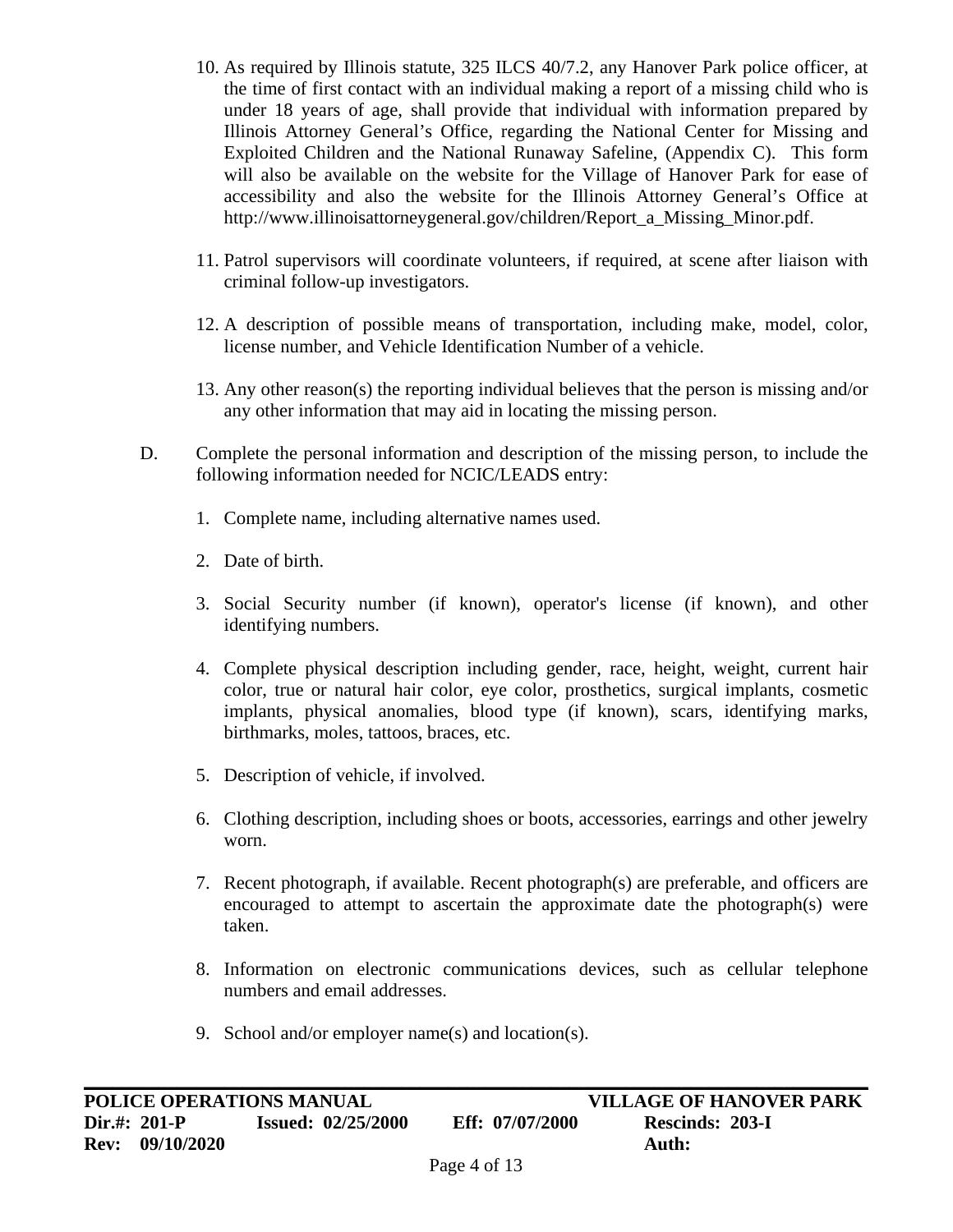10. As required by Illinois statute, 325 ILCS 40/7.2, any Hanover Park police officer, at the time of first contact with an individual making a report of a missing child who is under 18 years of age, shall provide that individual with information prepared by Illinois Attorney General's Office, regarding the National Center for Missing and Exploited Children and the National Runaway Safeline, (Appendix C). This form will also be available on the website for the Village of Hanover Park for ease of accessibility and also the website for the Illinois Attorney General's Office at http://www.illinoisattorneygeneral.gov/children/Report_a_Missing_Minor.pdf.

11. Patrol supervisors will coordinate volunteers, if required, at scene after liaison with criminal follow-up investigators.

12. A description of possible means of transportation, including make, model, color, license number, and Vehicle Identification Number of a vehicle.

13. Any other reason(s) the reporting individual believes that the person is missing and/or any other information that may aid in locating the missing person.

D. Complete the personal information and description of the missing person, to include the following information needed for NCIC/LEADS entry:

1. Complete name, including alternative names used.

2. Date of birth.

3. Social Security number (if known), operator's license (if known), and other identifying numbers.

4. Complete physical description including gender, race, height, weight, current hair color, true or natural hair color, eye color, prosthetics, surgical implants, cosmetic implants, physical anomalies, blood type (if known), scars, identifying marks, birthmarks, moles, tattoos, braces, etc.

5. Description of vehicle, if involved.

6. Clothing description, including shoes or boots, accessories, earrings and other jewelry worn.

7. Recent photograph, if available. Recent photograph(s) are preferable, and officers are encouraged to attempt to ascertain the approximate date the photograph(s) were taken.

8. Information on electronic communications devices, such as cellular telephone numbers and email addresses.

9. School and/or employer name(s) and location(s).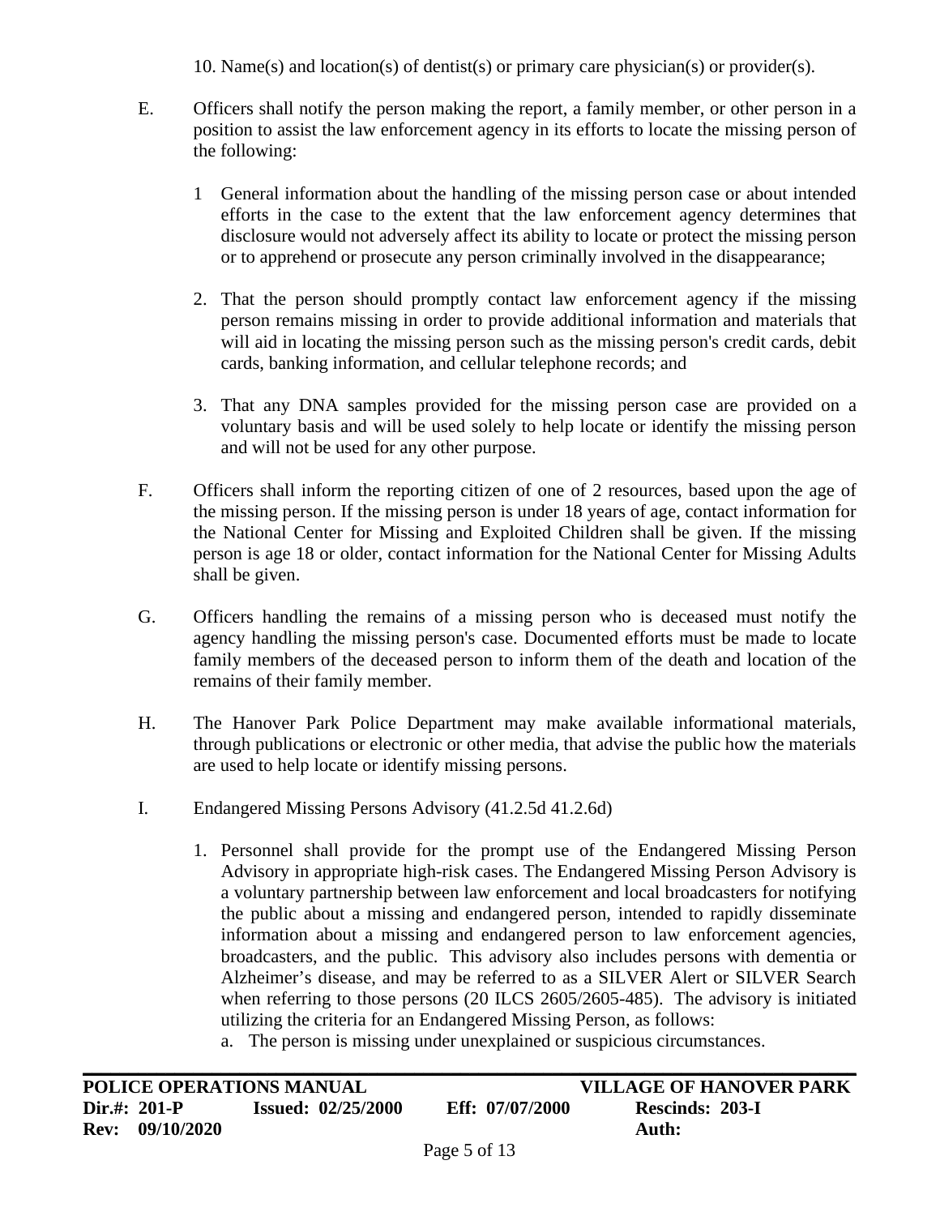10. Name(s) and location(s) of dentist(s) or primary care physician(s) or provider(s).

E. Officers shall notify the person making the report, a family member, or other person in a position to assist the law enforcement agency in its efforts to locate the missing person of the following:

   1 General information about the handling of the missing person case or about intended efforts in the case to the extent that the law enforcement agency determines that disclosure would not adversely affect its ability to locate or protect the missing person or to apprehend or prosecute any person criminally involved in the disappearance;

   2. That the person should promptly contact law enforcement agency if the missing person remains missing in order to provide additional information and materials that will aid in locating the missing person such as the missing person's credit cards, debit cards, banking information, and cellular telephone records; and

   3. That any DNA samples provided for the missing person case are provided on a voluntary basis and will be used solely to help locate or identify the missing person and will not be used for any other purpose.

F. Officers shall inform the reporting citizen of one of 2 resources, based upon the age of the missing person. If the missing person is under 18 years of age, contact information for the National Center for Missing and Exploited Children shall be given. If the missing person is age 18 or older, contact information for the National Center for Missing Adults shall be given.

G. Officers handling the remains of a missing person who is deceased must notify the agency handling the missing person's case. Documented efforts must be made to locate family members of the deceased person to inform them of the death and location of the remains of their family member.

H. The Hanover Park Police Department may make available informational materials, through publications or electronic or other media, that advise the public how the materials are used to help locate or identify missing persons.

I. Endangered Missing Persons Advisory (41.2.5d 41.2.6d)

   1. Personnel shall provide for the prompt use of the Endangered Missing Person Advisory in appropriate high-risk cases. The Endangered Missing Person Advisory is a voluntary partnership between law enforcement and local broadcasters for notifying the public about a missing and endangered person, intended to rapidly disseminate information about a missing and endangered person to law enforcement agencies, broadcasters, and the public. This advisory also includes persons with dementia or Alzheimer's disease, and may be referred to as a SILVER Alert or SILVER Search when referring to those persons (20 ILCS 2605/2605-485). The advisory is initiated utilizing the criteria for an Endangered Missing Person, as follows:
      a. The person is missing under unexplained or suspicious circumstances.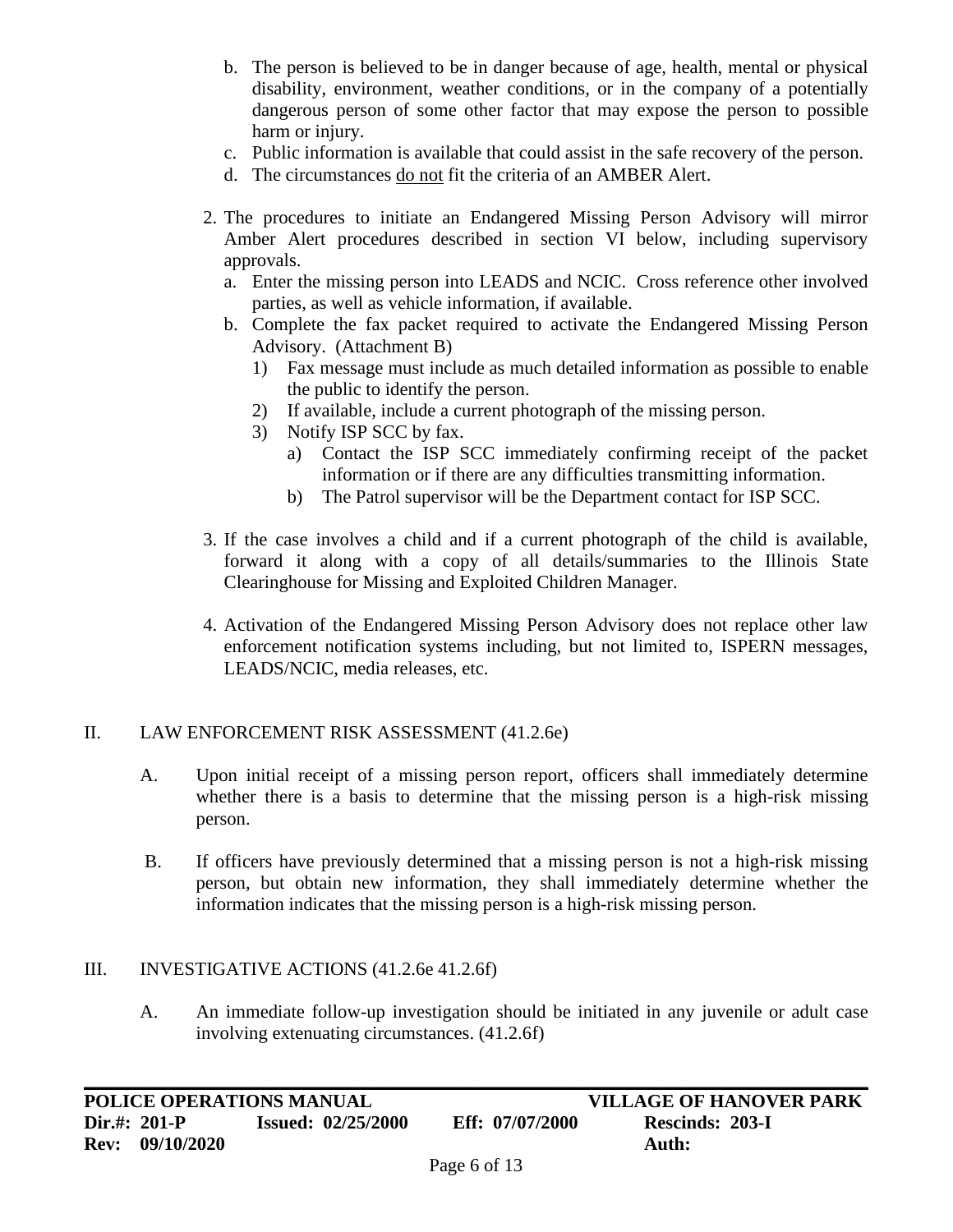b. The person is believed to be in danger because of age, health, mental or physical disability, environment, weather conditions, or in the company of a potentially dangerous person of some other factor that may expose the person to possible harm or injury.
c. Public information is available that could assist in the safe recovery of the person.
d. The circumstances do not fit the criteria of an AMBER Alert.

2. The procedures to initiate an Endangered Missing Person Advisory will mirror Amber Alert procedures described in section VI below, including supervisory approvals.
   a. Enter the missing person into LEADS and NCIC. Cross reference other involved parties, as well as vehicle information, if available.
   b. Complete the fax packet required to activate the Endangered Missing Person Advisory. (Attachment B)
      1) Fax message must include as much detailed information as possible to enable the public to identify the person.
      2) If available, include a current photograph of the missing person.
      3) Notify ISP SCC by fax.
         a) Contact the ISP SCC immediately confirming receipt of the packet information or if there are any difficulties transmitting information.
         b) The Patrol supervisor will be the Department contact for ISP SCC.

3. If the case involves a child and if a current photograph of the child is available, forward it along with a copy of all details/summaries to the Illinois State Clearinghouse for Missing and Exploited Children Manager.

4. Activation of the Endangered Missing Person Advisory does not replace other law enforcement notification systems including, but not limited to, ISPERN messages, LEADS/NCIC, media releases, etc.

## II. LAW ENFORCEMENT RISK ASSESSMENT (41.2.6e)

A. Upon initial receipt of a missing person report, officers shall immediately determine whether there is a basis to determine that the missing person is a high-risk missing person.

B. If officers have previously determined that a missing person is not a high-risk missing person, but obtain new information, they shall immediately determine whether the information indicates that the missing person is a high-risk missing person.

## III. INVESTIGATIVE ACTIONS (41.2.6e 41.2.6f)

A. An immediate follow-up investigation should be initiated in any juvenile or adult case involving extenuating circumstances. (41.2.6f)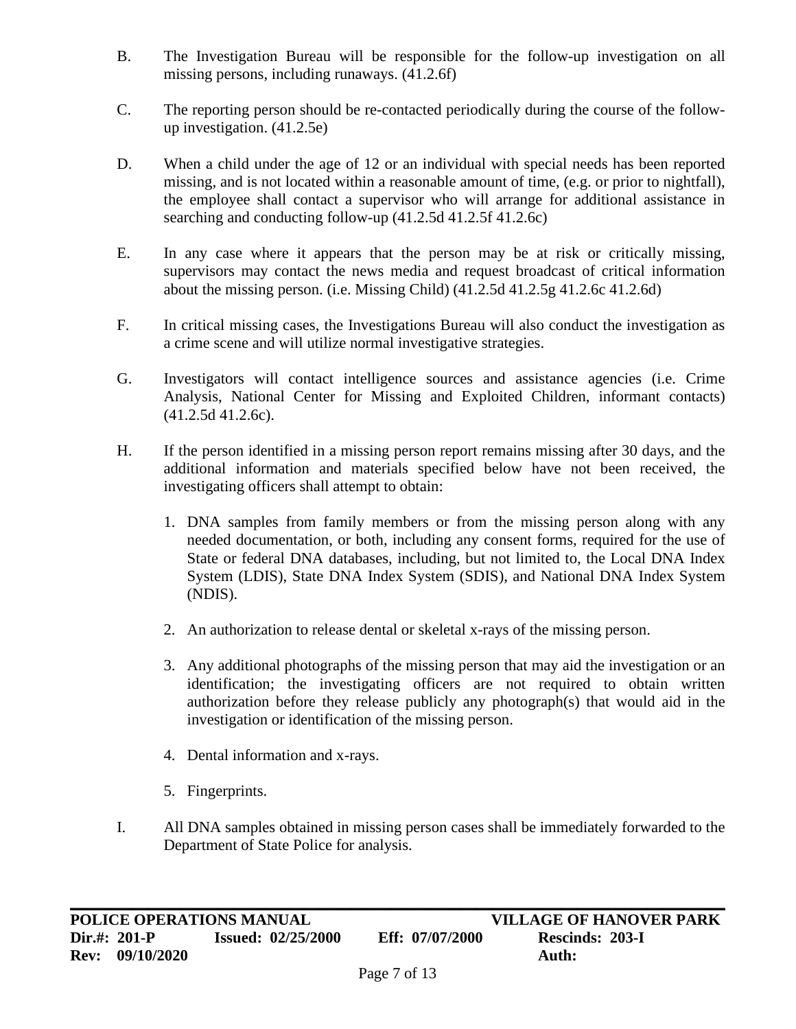B. The Investigation Bureau will be responsible for the follow-up investigation on all missing persons, including runaways. (41.2.6f)

C. The reporting person should be re-contacted periodically during the course of the follow-up investigation. (41.2.5e)

D. When a child under the age of 12 or an individual with special needs has been reported missing, and is not located within a reasonable amount of time, (e.g. or prior to nightfall), the employee shall contact a supervisor who will arrange for additional assistance in searching and conducting follow-up (41.2.5d 41.2.5f 41.2.6c)

E. In any case where it appears that the person may be at risk or critically missing, supervisors may contact the news media and request broadcast of critical information about the missing person. (i.e. Missing Child) (41.2.5d 41.2.5g 41.2.6c 41.2.6d)

F. In critical missing cases, the Investigations Bureau will also conduct the investigation as a crime scene and will utilize normal investigative strategies.

G. Investigators will contact intelligence sources and assistance agencies (i.e. Crime Analysis, National Center for Missing and Exploited Children, informant contacts) (41.2.5d 41.2.6c).

H. If the person identified in a missing person report remains missing after 30 days, and the additional information and materials specified below have not been received, the investigating officers shall attempt to obtain:

1. DNA samples from family members or from the missing person along with any needed documentation, or both, including any consent forms, required for the use of State or federal DNA databases, including, but not limited to, the Local DNA Index System (LDIS), State DNA Index System (SDIS), and National DNA Index System (NDIS).

2. An authorization to release dental or skeletal x-rays of the missing person.

3. Any additional photographs of the missing person that may aid the investigation or an identification; the investigating officers are not required to obtain written authorization before they release publicly any photograph(s) that would aid in the investigation or identification of the missing person.

4. Dental information and x-rays.

5. Fingerprints.

I. All DNA samples obtained in missing person cases shall be immediately forwarded to the Department of State Police for analysis.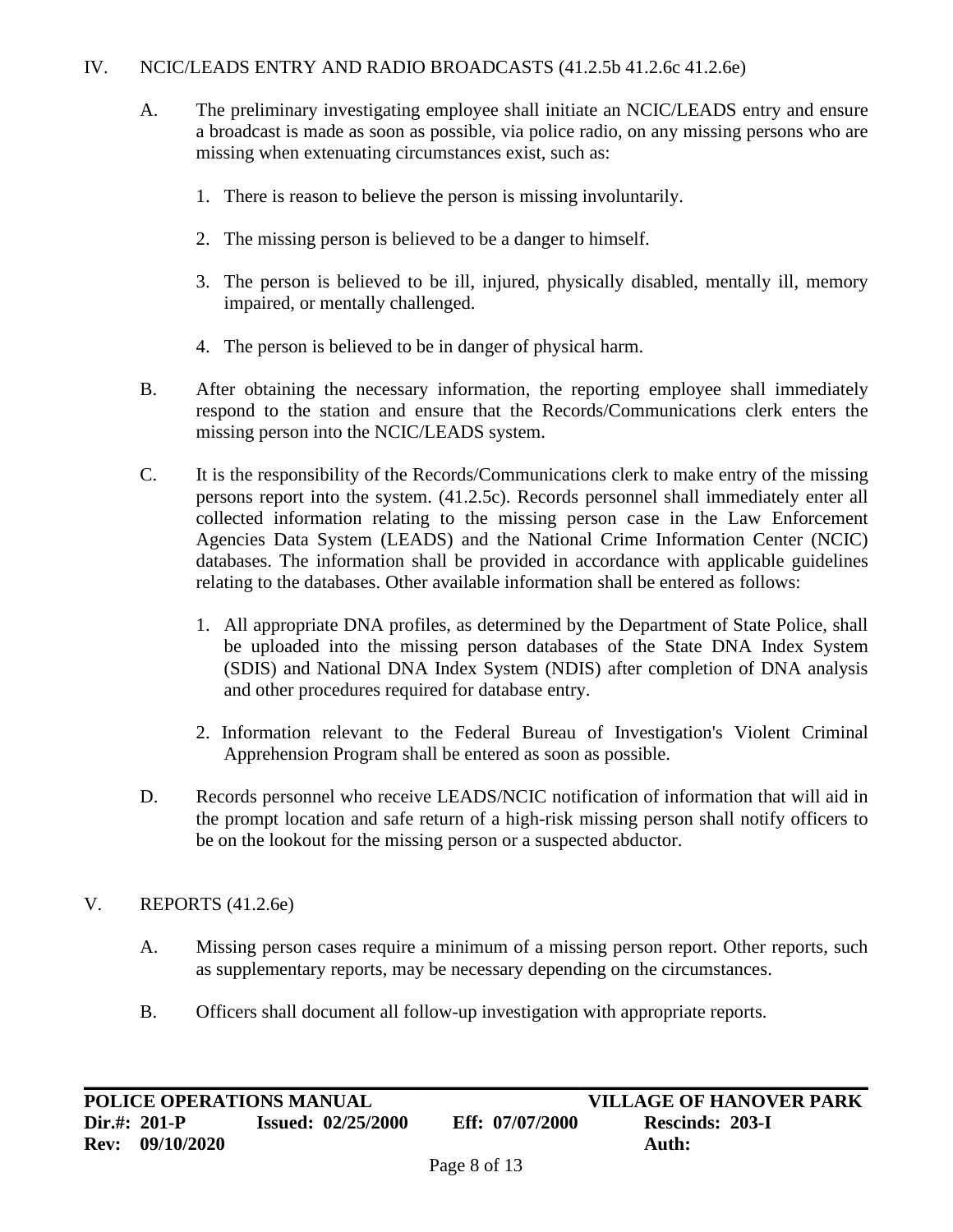## IV. NCIC/LEADS ENTRY AND RADIO BROADCASTS (41.2.5b 41.2.6c 41.2.6e)

A. The preliminary investigating employee shall initiate an NCIC/LEADS entry and ensure a broadcast is made as soon as possible, via police radio, on any missing persons who are missing when extenuating circumstances exist, such as:

1. There is reason to believe the person is missing involuntarily.
2. The missing person is believed to be a danger to himself.
3. The person is believed to be ill, injured, physically disabled, mentally ill, memory impaired, or mentally challenged.
4. The person is believed to be in danger of physical harm.

B. After obtaining the necessary information, the reporting employee shall immediately respond to the station and ensure that the Records/Communications clerk enters the missing person into the NCIC/LEADS system.

C. It is the responsibility of the Records/Communications clerk to make entry of the missing persons report into the system. (41.2.5c). Records personnel shall immediately enter all collected information relating to the missing person case in the Law Enforcement Agencies Data System (LEADS) and the National Crime Information Center (NCIC) databases. The information shall be provided in accordance with applicable guidelines relating to the databases. Other available information shall be entered as follows:

1. All appropriate DNA profiles, as determined by the Department of State Police, shall be uploaded into the missing person databases of the State DNA Index System (SDIS) and National DNA Index System (NDIS) after completion of DNA analysis and other procedures required for database entry.
2. Information relevant to the Federal Bureau of Investigation's Violent Criminal Apprehension Program shall be entered as soon as possible.

D. Records personnel who receive LEADS/NCIC notification of information that will aid in the prompt location and safe return of a high-risk missing person shall notify officers to be on the lookout for the missing person or a suspected abductor.

## V. REPORTS (41.2.6e)

A. Missing person cases require a minimum of a missing person report. Other reports, such as supplementary reports, may be necessary depending on the circumstances.

B. Officers shall document all follow-up investigation with appropriate reports.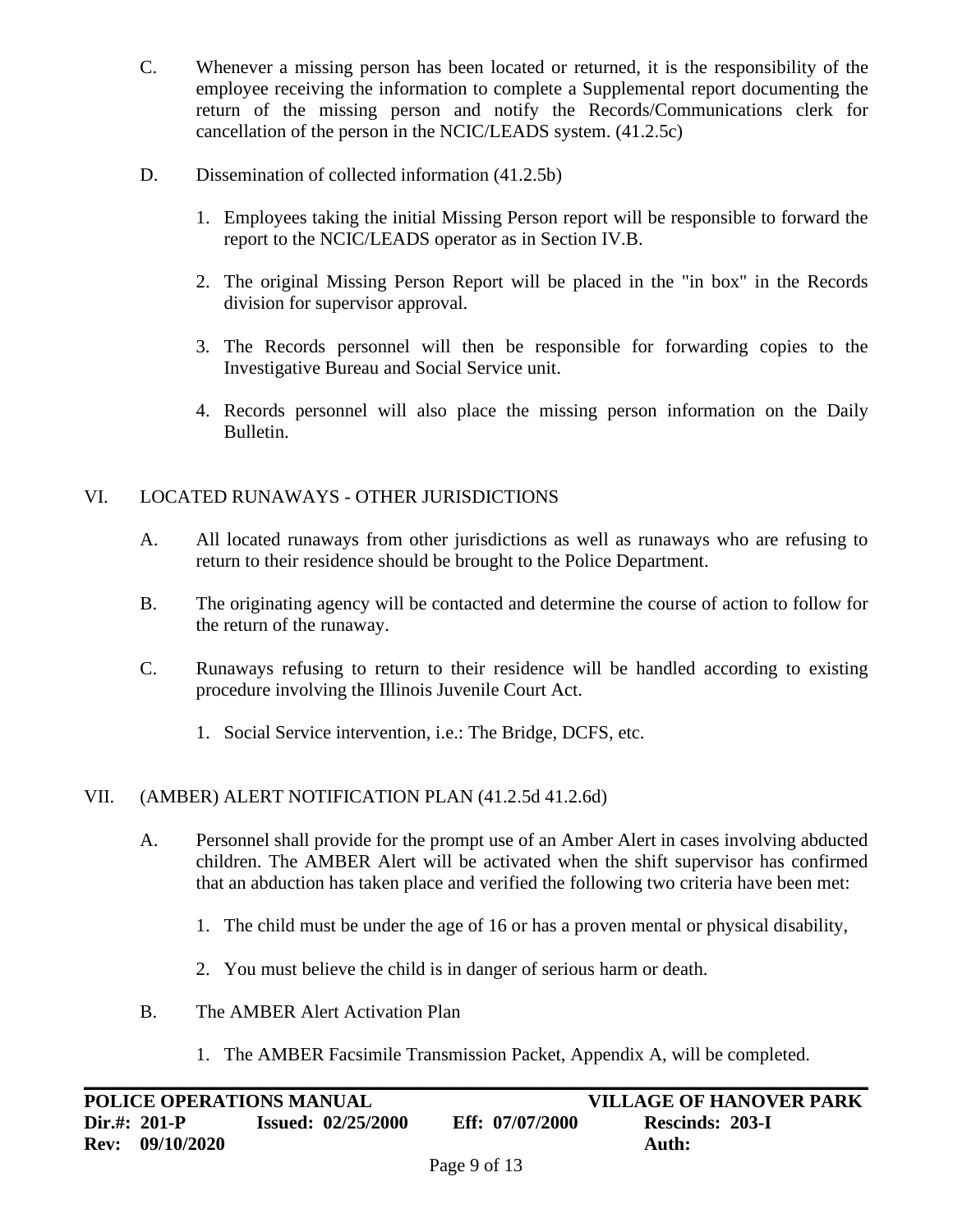C. Whenever a missing person has been located or returned, it is the responsibility of the employee receiving the information to complete a Supplemental report documenting the return of the missing person and notify the Records/Communications clerk for cancellation of the person in the NCIC/LEADS system. (41.2.5c)

D. Dissemination of collected information (41.2.5b)

1. Employees taking the initial Missing Person report will be responsible to forward the report to the NCIC/LEADS operator as in Section IV.B.

2. The original Missing Person Report will be placed in the "in box" in the Records division for supervisor approval.

3. The Records personnel will then be responsible for forwarding copies to the Investigative Bureau and Social Service unit.

4. Records personnel will also place the missing person information on the Daily Bulletin.

## VI. LOCATED RUNAWAYS - OTHER JURISDICTIONS

A. All located runaways from other jurisdictions as well as runaways who are refusing to return to their residence should be brought to the Police Department.

B. The originating agency will be contacted and determine the course of action to follow for the return of the runaway.

C. Runaways refusing to return to their residence will be handled according to existing procedure involving the Illinois Juvenile Court Act.

1. Social Service intervention, i.e.: The Bridge, DCFS, etc.

## VII. (AMBER) ALERT NOTIFICATION PLAN (41.2.5d 41.2.6d)

A. Personnel shall provide for the prompt use of an Amber Alert in cases involving abducted children. The AMBER Alert will be activated when the shift supervisor has confirmed that an abduction has taken place and verified the following two criteria have been met:

1. The child must be under the age of 16 or has a proven mental or physical disability,

2. You must believe the child is in danger of serious harm or death.

B. The AMBER Alert Activation Plan

1. The AMBER Facsimile Transmission Packet, Appendix A, will be completed.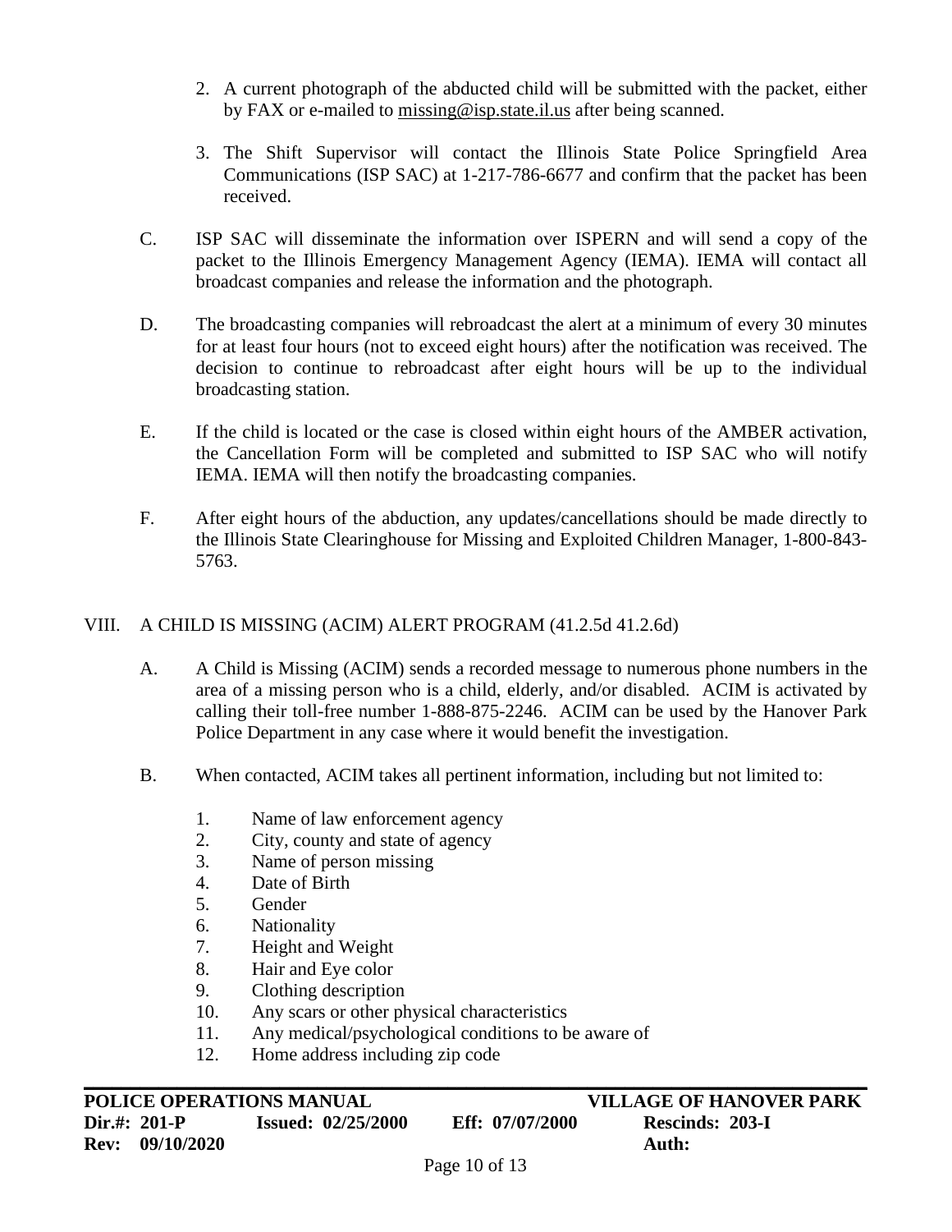2. A current photograph of the abducted child will be submitted with the packet, either by FAX or e-mailed to missing@isp.state.il.us after being scanned.

3. The Shift Supervisor will contact the Illinois State Police Springfield Area Communications (ISP SAC) at 1-217-786-6677 and confirm that the packet has been received.

C. ISP SAC will disseminate the information over ISPERN and will send a copy of the packet to the Illinois Emergency Management Agency (IEMA). IEMA will contact all broadcast companies and release the information and the photograph.

D. The broadcasting companies will rebroadcast the alert at a minimum of every 30 minutes for at least four hours (not to exceed eight hours) after the notification was received. The decision to continue to rebroadcast after eight hours will be up to the individual broadcasting station.

E. If the child is located or the case is closed within eight hours of the AMBER activation, the Cancellation Form will be completed and submitted to ISP SAC who will notify IEMA. IEMA will then notify the broadcasting companies.

F. After eight hours of the abduction, any updates/cancellations should be made directly to the Illinois State Clearinghouse for Missing and Exploited Children Manager, 1-800-843-5763.

## VIII. A CHILD IS MISSING (ACIM) ALERT PROGRAM (41.2.5d 41.2.6d)

A. A Child is Missing (ACIM) sends a recorded message to numerous phone numbers in the area of a missing person who is a child, elderly, and/or disabled. ACIM is activated by calling their toll-free number 1-888-875-2246. ACIM can be used by the Hanover Park Police Department in any case where it would benefit the investigation.

B. When contacted, ACIM takes all pertinent information, including but not limited to:

1. Name of law enforcement agency
2. City, county and state of agency
3. Name of person missing
4. Date of Birth
5. Gender
6. Nationality
7. Height and Weight
8. Hair and Eye color
9. Clothing description
10. Any scars or other physical characteristics
11. Any medical/psychological conditions to be aware of
12. Home address including zip code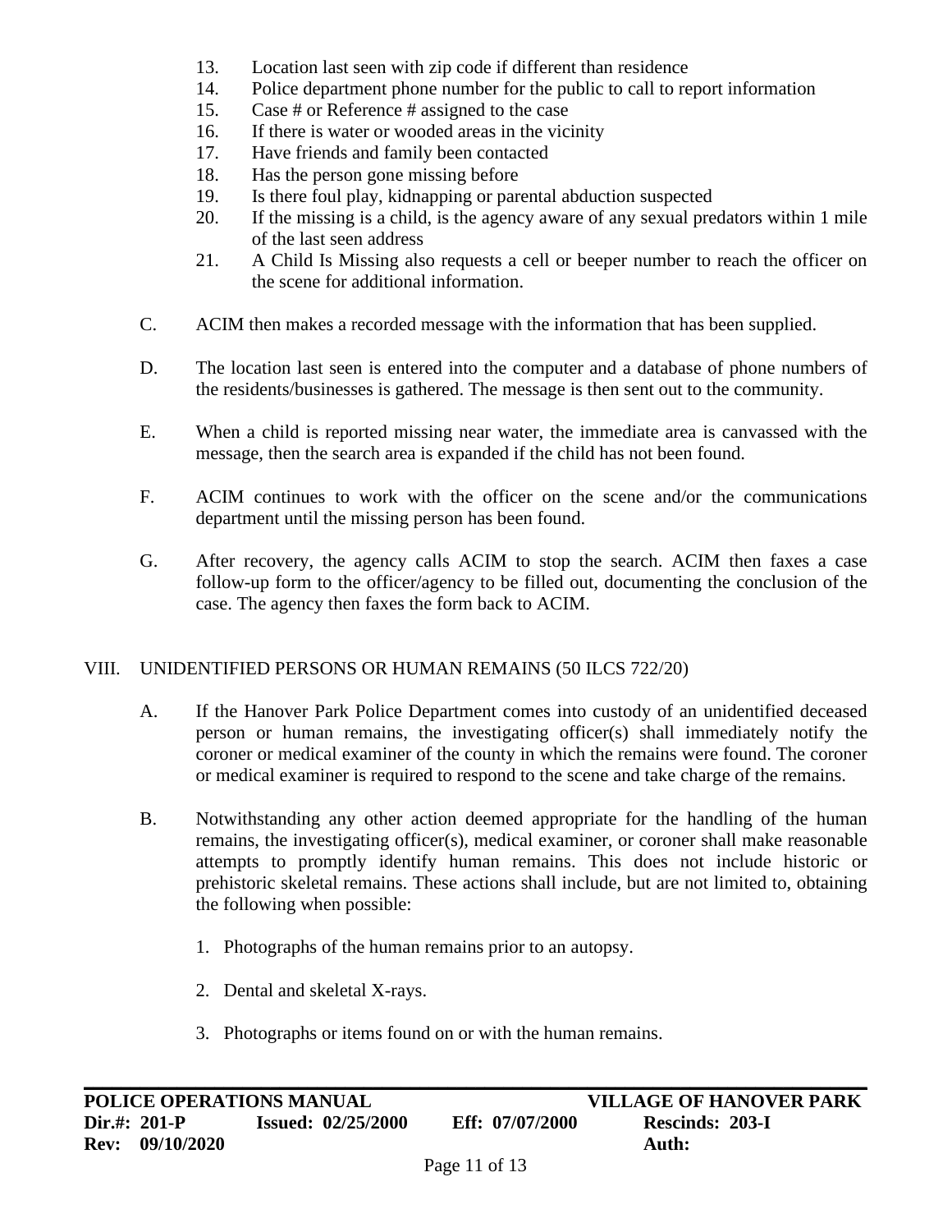13. Location last seen with zip code if different than residence
14. Police department phone number for the public to call to report information
15. Case # or Reference # assigned to the case
16. If there is water or wooded areas in the vicinity
17. Have friends and family been contacted
18. Has the person gone missing before
19. Is there foul play, kidnapping or parental abduction suspected
20. If the missing is a child, is the agency aware of any sexual predators within 1 mile of the last seen address
21. A Child Is Missing also requests a cell or beeper number to reach the officer on the scene for additional information.

C. ACIM then makes a recorded message with the information that has been supplied.

D. The location last seen is entered into the computer and a database of phone numbers of the residents/businesses is gathered. The message is then sent out to the community.

E. When a child is reported missing near water, the immediate area is canvassed with the message, then the search area is expanded if the child has not been found.

F. ACIM continues to work with the officer on the scene and/or the communications department until the missing person has been found.

G. After recovery, the agency calls ACIM to stop the search. ACIM then faxes a case follow-up form to the officer/agency to be filled out, documenting the conclusion of the case. The agency then faxes the form back to ACIM.

## VIII. UNIDENTIFIED PERSONS OR HUMAN REMAINS (50 ILCS 722/20)

A. If the Hanover Park Police Department comes into custody of an unidentified deceased person or human remains, the investigating officer(s) shall immediately notify the coroner or medical examiner of the county in which the remains were found. The coroner or medical examiner is required to respond to the scene and take charge of the remains.

B. Notwithstanding any other action deemed appropriate for the handling of the human remains, the investigating officer(s), medical examiner, or coroner shall make reasonable attempts to promptly identify human remains. This does not include historic or prehistoric skeletal remains. These actions shall include, but are not limited to, obtaining the following when possible:

1. Photographs of the human remains prior to an autopsy.
2. Dental and skeletal X-rays.
3. Photographs or items found on or with the human remains.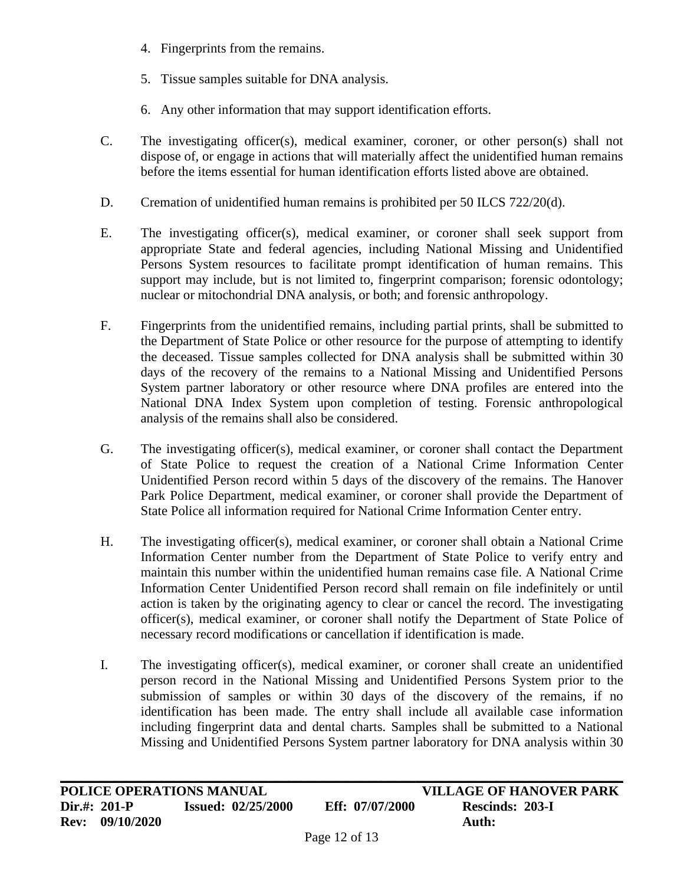4. Fingerprints from the remains.

5. Tissue samples suitable for DNA analysis.

6. Any other information that may support identification efforts.

C. The investigating officer(s), medical examiner, coroner, or other person(s) shall not dispose of, or engage in actions that will materially affect the unidentified human remains before the items essential for human identification efforts listed above are obtained.

D. Cremation of unidentified human remains is prohibited per 50 ILCS 722/20(d).

E. The investigating officer(s), medical examiner, or coroner shall seek support from appropriate State and federal agencies, including National Missing and Unidentified Persons System resources to facilitate prompt identification of human remains. This support may include, but is not limited to, fingerprint comparison; forensic odontology; nuclear or mitochondrial DNA analysis, or both; and forensic anthropology.

F. Fingerprints from the unidentified remains, including partial prints, shall be submitted to the Department of State Police or other resource for the purpose of attempting to identify the deceased. Tissue samples collected for DNA analysis shall be submitted within 30 days of the recovery of the remains to a National Missing and Unidentified Persons System partner laboratory or other resource where DNA profiles are entered into the National DNA Index System upon completion of testing. Forensic anthropological analysis of the remains shall also be considered.

G. The investigating officer(s), medical examiner, or coroner shall contact the Department of State Police to request the creation of a National Crime Information Center Unidentified Person record within 5 days of the discovery of the remains. The Hanover Park Police Department, medical examiner, or coroner shall provide the Department of State Police all information required for National Crime Information Center entry.

H. The investigating officer(s), medical examiner, or coroner shall obtain a National Crime Information Center number from the Department of State Police to verify entry and maintain this number within the unidentified human remains case file. A National Crime Information Center Unidentified Person record shall remain on file indefinitely or until action is taken by the originating agency to clear or cancel the record. The investigating officer(s), medical examiner, or coroner shall notify the Department of State Police of necessary record modifications or cancellation if identification is made.

I. The investigating officer(s), medical examiner, or coroner shall create an unidentified person record in the National Missing and Unidentified Persons System prior to the submission of samples or within 30 days of the discovery of the remains, if no identification has been made. The entry shall include all available case information including fingerprint data and dental charts. Samples shall be submitted to a National Missing and Unidentified Persons System partner laboratory for DNA analysis within 30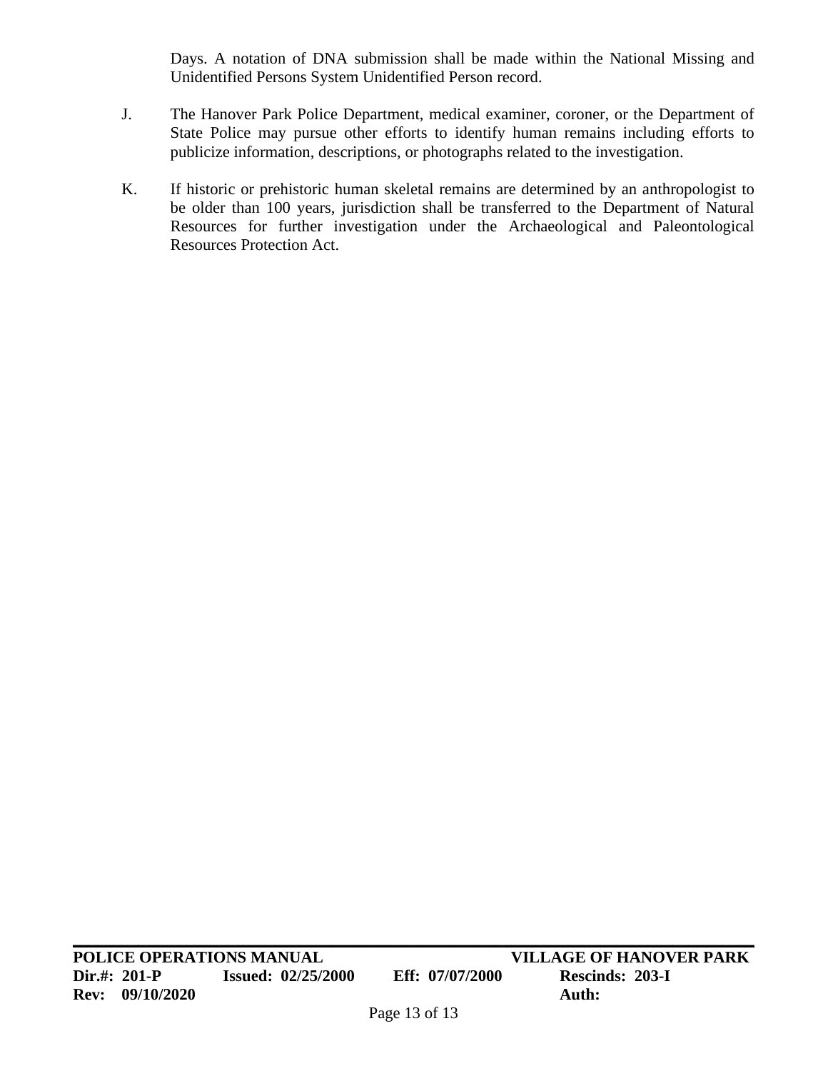Days. A notation of DNA submission shall be made within the National Missing and Unidentified Persons System Unidentified Person record.

J. The Hanover Park Police Department, medical examiner, coroner, or the Department of State Police may pursue other efforts to identify human remains including efforts to publicize information, descriptions, or photographs related to the investigation.

K. If historic or prehistoric human skeletal remains are determined by an anthropologist to be older than 100 years, jurisdiction shall be transferred to the Department of Natural Resources for further investigation under the Archaeological and Paleontological Resources Protection Act.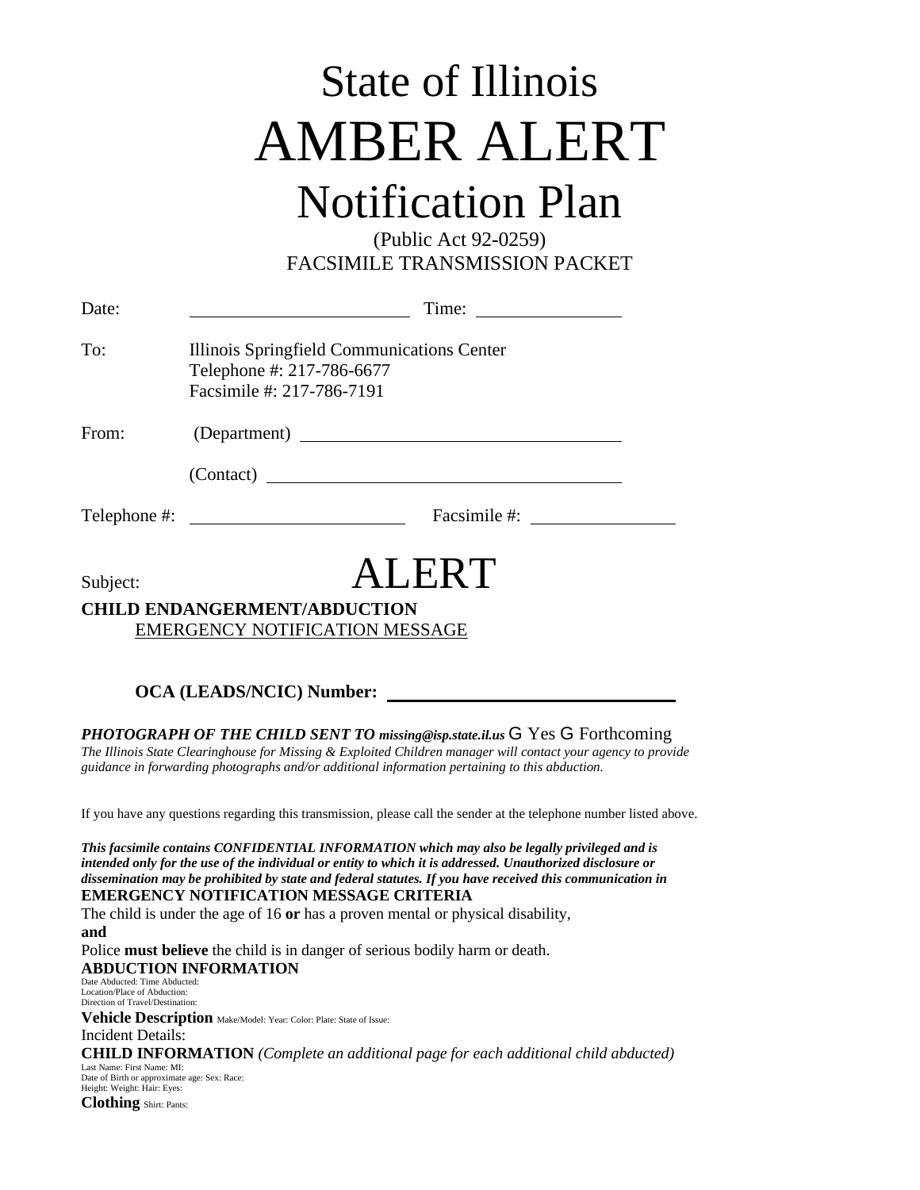# State of Illinois

# AMBER ALERT

# Notification Plan

(Public Act 92-0259)
FACSIMILE TRANSMISSION PACKET

Date: ________________________ Time: ________________

To: Illinois Springfield Communications Center
Telephone #: 217-786-6677
Facsimile #: 217-786-7191

From: (Department) ____________________________________

(Contact) ________________________________________

Telephone #: ________________________ Facsimile #: ________________

Subject: ALERT

**CHILD ENDANGERMENT/ABDUCTION**
EMERGENCY NOTIFICATION MESSAGE

**OCA (LEADS/NCIC) Number:** ________________________________

***PHOTOGRAPH OF THE CHILD SENT TO missing@isp.state.il.us*** G Yes G Forthcoming
*The Illinois State Clearinghouse for Missing & Exploited Children manager will contact your agency to provide guidance in forwarding photographs and/or additional information pertaining to this abduction.*

If you have any questions regarding this transmission, please call the sender at the telephone number listed above.

***This facsimile contains CONFIDENTIAL INFORMATION which may also be legally privileged and is intended only for the use of the individual or entity to which it is addressed. Unauthorized disclosure or dissemination may be prohibited by state and federal statutes. If you have received this communication in***

**EMERGENCY NOTIFICATION MESSAGE CRITERIA**

The child is under the age of 16 **or** has a proven mental or physical disability,

**and**

Police **must believe** the child is in danger of serious bodily harm or death.

**ABDUCTION INFORMATION**

Date Abducted: Time Abducted:
Location/Place of Abduction:
Direction of Travel/Destination:

**Vehicle Description** Make/Model: Year: Color: Plate: State of Issue:

Incident Details:

**CHILD INFORMATION** *(Complete an additional page for each additional child abducted)*

Last Name: First Name: MI:
Date of Birth or approximate age: Sex: Race:
Height: Weight: Hair: Eyes:

**Clothing** Shirt: Pants: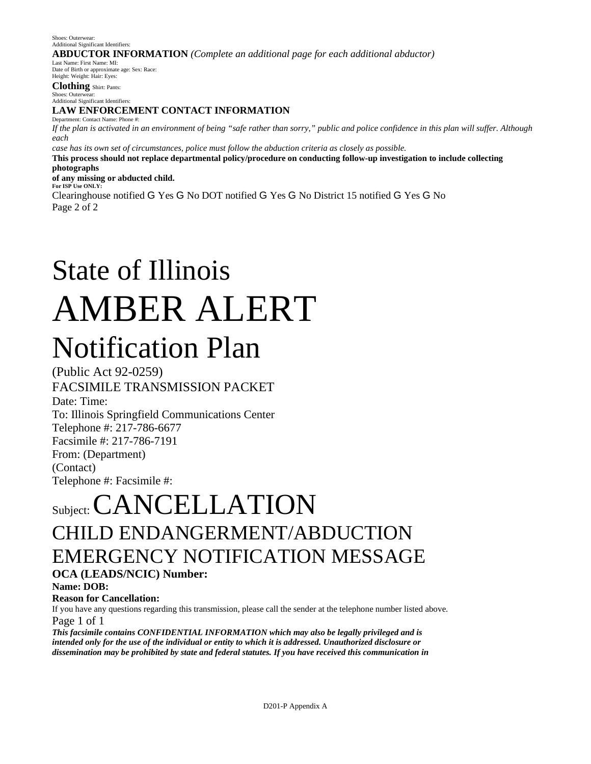Shoes: Outerwear:
Additional Significant Identifiers:

**ABDUCTOR INFORMATION** *(Complete an additional page for each additional abductor)*

Last Name: First Name: MI:
Date of Birth or approximate age: Sex: Race:
Height: Weight: Hair: Eyes:

**Clothing** Shirt: Pants:
Shoes: Outerwear:
Additional Significant Identifiers:

**LAW ENFORCEMENT CONTACT INFORMATION**

Department: Contact Name: Phone #:

*If the plan is activated in an environment of being "safe rather than sorry," public and police confidence in this plan will suffer. Although each case has its own set of circumstances, police must follow the abduction criteria as closely as possible.*

**This process should not replace departmental policy/procedure on conducting follow-up investigation to include collecting photographs of any missing or abducted child.**

**For ISP Use ONLY:**

Clearinghouse notified G Yes G No DOT notified G Yes G No District 15 notified G Yes G No

# State of Illinois

# AMBER ALERT

# Notification Plan

(Public Act 92-0259)

FACSIMILE TRANSMISSION PACKET

Date: Time:

To: Illinois Springfield Communications Center

Telephone #: 217-786-6677

Facsimile #: 217-786-7191

From: (Department)

(Contact)

Telephone #: Facsimile #:

## Subject: CANCELLATION

## CHILD ENDANGERMENT/ABDUCTION EMERGENCY NOTIFICATION MESSAGE

**OCA (LEADS/NCIC) Number:**

**Name: DOB:**

**Reason for Cancellation:**

If you have any questions regarding this transmission, please call the sender at the telephone number listed above.

***This facsimile contains CONFIDENTIAL INFORMATION which may also be legally privileged and is intended only for the use of the individual or entity to which it is addressed. Unauthorized disclosure or dissemination may be prohibited by state and federal statutes. If you have received this communication in***

D201-P Appendix A